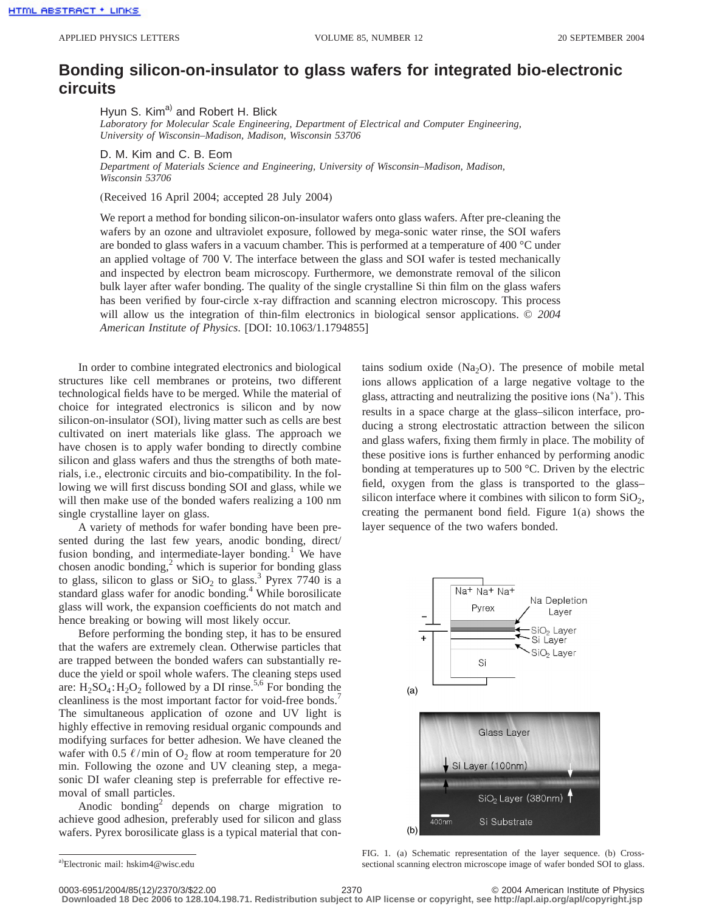# Bonding silicon-on-insulator to glass wafers for integrated bio-electronic circuits

Hyun S. Kim[a] and Robert H. Blick

*Laboratory for Molecular Scale Engineering, Department of Electrical and Computer Engineering, University of Wisconsin–Madison, Madison, Wisconsin 53706*

D. M. Kim and C. B. Eom

*Department of Materials Science and Engineering, University of Wisconsin–Madison, Madison, Wisconsin 53706*

(Received 16 April 2004; accepted 28 July 2004)

We report a method for bonding silicon-on-insulator wafers onto glass wafers. After pre-cleaning the wafers by an ozone and ultraviolet exposure, followed by mega-sonic water rinse, the SOI wafers are bonded to glass wafers in a vacuum chamber. This is performed at a temperature of 400 °C under an applied voltage of 700 V. The interface between the glass and SOI wafer is tested mechanically and inspected by electron beam microscopy. Furthermore, we demonstrate removal of the silicon bulk layer after wafer bonding. The quality of the single crystalline Si thin film on the glass wafers has been verified by four-circle x-ray diffraction and scanning electron microscopy. This process will allow us the integration of thin-film electronics in biological sensor applications. © *2004 American Institute of Physics.* [DOI: 10.1063/1.1794855]

In order to combine integrated electronics and biological structures like cell membranes or proteins, two different technological fields have to be merged. While the material of choice for integrated electronics is silicon and by now silicon-on-insulator (SOI), living matter such as cells are best cultivated on inert materials like glass. The approach we have chosen is to apply wafer bonding to directly combine silicon and glass wafers and thus the strengths of both materials, i.e., electronic circuits and bio-compatibility. In the following we will first discuss bonding SOI and glass, while we will then make use of the bonded wafers realizing a 100 nm single crystalline layer on glass.

A variety of methods for wafer bonding have been presented during the last few years, anodic bonding, direct/fusion bonding, and intermediate-layer bonding.[1] We have chosen anodic bonding,[2] which is superior for bonding glass to glass, silicon to glass or $SiO_2$ to glass.[3] Pyrex 7740 is a standard glass wafer for anodic bonding.[4] While borosilicate glass will work, the expansion coefficients do not match and hence breaking or bowing will most likely occur.

Before performing the bonding step, it has to be ensured that the wafers are extremely clean. Otherwise particles that are trapped between the bonded wafers can substantially reduce the yield or spoil whole wafers. The cleaning steps used are: $H_2SO_4:H_2O_2$ followed by a DI rinse.[5,6] For bonding the cleanliness is the most important factor for void-free bonds.[7] The simultaneous application of ozone and UV light is highly effective in removing residual organic compounds and modifying surfaces for better adhesion. We have cleaned the wafer with 0.5 $\ell$/min of $O_2$ flow at room temperature for 20 min. Following the ozone and UV cleaning step, a mega-sonic DI wafer cleaning step is preferrable for effective removal of small particles.

Anodic bonding[2] depends on charge migration to achieve good adhesion, preferably used for silicon and glass wafers. Pyrex borosilicate glass is a typical material that contains sodium oxide ($Na_2O$). The presence of mobile metal ions allows application of a large negative voltage to the glass, attracting and neutralizing the positive ions ($Na^+$). This results in a space charge at the glass–silicon interface, producing a strong electrostatic attraction between the silicon and glass wafers, fixing them firmly in place. The mobility of these positive ions is further enhanced by performing anodic bonding at temperatures up to 500 °C. Driven by the electric field, oxygen from the glass is transported to the glass–silicon interface where it combines with silicon to form $SiO_2$, creating the permanent bond field. Figure 1(a) shows the layer sequence of the two wafers bonded.

FIG. 1. (a) Schematic representation of the layer sequence. (b) Cross-sectional scanning electron microscope image of wafer bonded SOI to glass.

[a]Electronic mail: hskim4@wisc.edu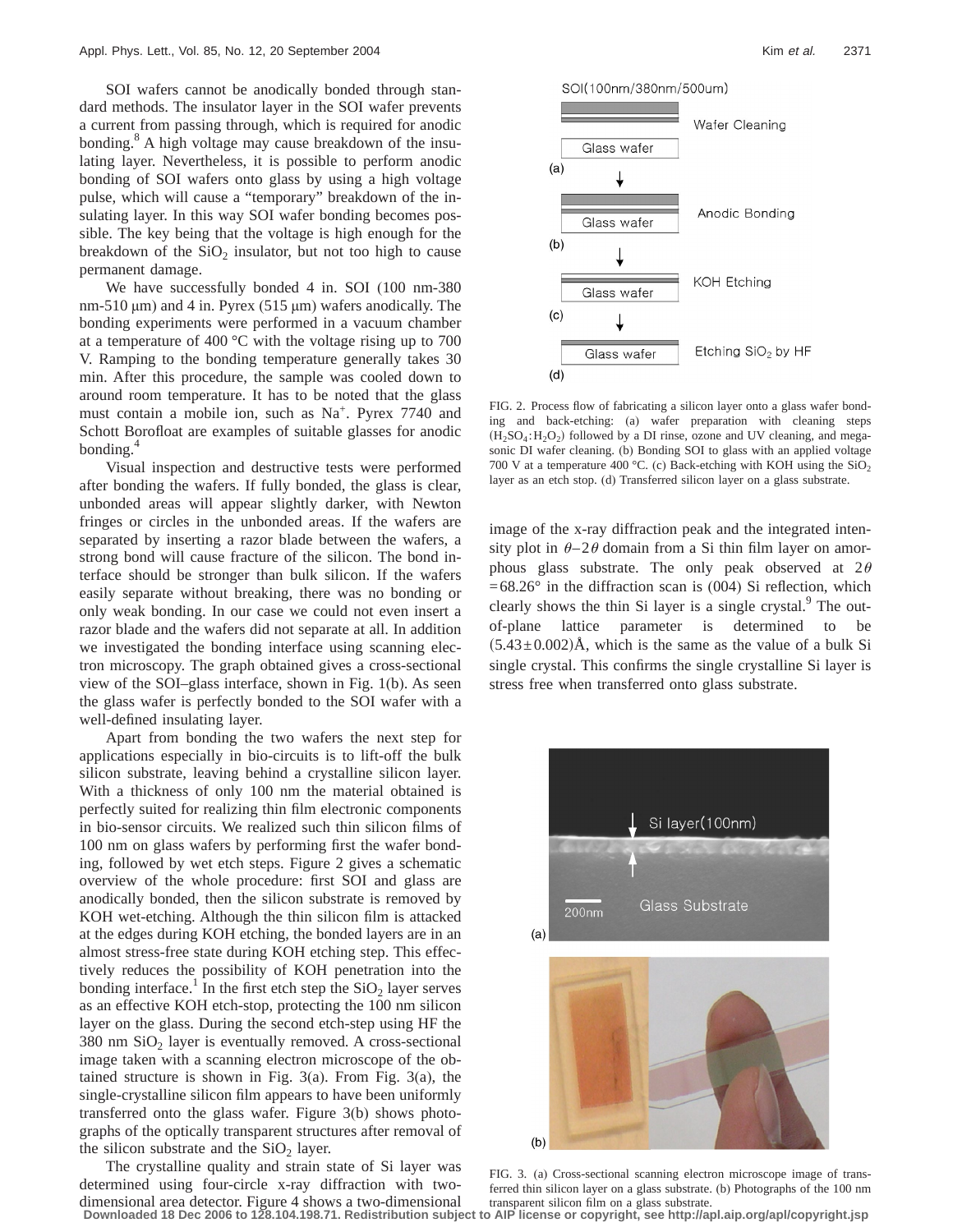SOI wafers cannot be anodically bonded through standard methods. The insulator layer in the SOI wafer prevents a current from passing through, which is required for anodic bonding.[8] A high voltage may cause breakdown of the insulating layer. Nevertheless, it is possible to perform anodic bonding of SOI wafers onto glass by using a high voltage pulse, which will cause a "temporary" breakdown of the insulating layer. In this way SOI wafer bonding becomes possible. The key being that the voltage is high enough for the breakdown of the $SiO_2$ insulator, but not too high to cause permanent damage.

We have successfully bonded 4 in. SOI (100 nm-380 nm-510 μm) and 4 in. Pyrex (515 μm) wafers anodically. The bonding experiments were performed in a vacuum chamber at a temperature of 400 °C with the voltage rising up to 700 V. Ramping to the bonding temperature generally takes 30 min. After this procedure, the sample was cooled down to around room temperature. It has to be noted that the glass must contain a mobile ion, such as $Na^+$. Pyrex 7740 and Schott Borofloat are examples of suitable glasses for anodic bonding.[4]

Visual inspection and destructive tests were performed after bonding the wafers. If fully bonded, the glass is clear, unbonded areas will appear slightly darker, with Newton fringes or circles in the unbonded areas. If the wafers are separated by inserting a razor blade between the wafers, a strong bond will cause fracture of the silicon. The bond interface should be stronger than bulk silicon. If the wafers easily separate without breaking, there was no bonding or only weak bonding. In our case we could not even insert a razor blade and the wafers did not separate at all. In addition we investigated the bonding interface using scanning electron microscopy. The graph obtained gives a cross-sectional view of the SOI–glass interface, shown in Fig. 1(b). As seen the glass wafer is perfectly bonded to the SOI wafer with a well-defined insulating layer.

Apart from bonding the two wafers the next step for applications especially in bio-circuits is to lift-off the bulk silicon substrate, leaving behind a crystalline silicon layer. With a thickness of only 100 nm the material obtained is perfectly suited for realizing thin film electronic components in bio-sensor circuits. We realized such thin silicon films of 100 nm on glass wafers by performing first the wafer bonding, followed by wet etch steps. Figure 2 gives a schematic overview of the whole procedure: first SOI and glass are anodically bonded, then the silicon substrate is removed by KOH wet-etching. Although the thin silicon film is attacked at the edges during KOH etching, the bonded layers are in an almost stress-free state during KOH etching step. This effectively reduces the possibility of KOH penetration into the bonding interface.[1] In the first etch step the $SiO_2$ layer serves as an effective KOH etch-stop, protecting the 100 nm silicon layer on the glass. During the second etch-step using HF the 380 nm $SiO_2$ layer is eventually removed. A cross-sectional image taken with a scanning electron microscope of the obtained structure is shown in Fig. 3(a). From Fig. 3(a), the single-crystalline silicon film appears to have been uniformly transferred onto the glass wafer. Figure 3(b) shows photographs of the optically transparent structures after removal of the silicon substrate and the $SiO_2$ layer.

FIG. 2. Process flow of fabricating a silicon layer onto a glass wafer bonding and back-etching: (a) wafer preparation with cleaning steps ($H_2SO_4$:$H_2O_2$) followed by a DI rinse, ozone and UV cleaning, and megasonic DI wafer cleaning. (b) Bonding SOI to glass with an applied voltage 700 V at a temperature 400 °C. (c) Back-etching with KOH using the $SiO_2$ layer as an etch stop. (d) Transferred silicon layer on a glass substrate.

The crystalline quality and strain state of Si layer was determined using four-circle x-ray diffraction with two-dimensional area detector. Figure 4 shows a two-dimensional image of the x-ray diffraction peak and the integrated intensity plot in $\theta$–$2\theta$ domain from a Si thin film layer on amorphous glass substrate. The only peak observed at $2\theta = 68.26°$ in the diffraction scan is (004) Si reflection, which clearly shows the thin Si layer is a single crystal.[9] The out-of-plane lattice parameter is determined to be $(5.43 \pm 0.002)$Å, which is the same as the value of a bulk Si single crystal. This confirms the single crystalline Si layer is stress free when transferred onto glass substrate.

FIG. 3. (a) Cross-sectional scanning electron microscope image of transferred thin silicon layer on a glass substrate. (b) Photographs of the 100 nm transparent silicon film on a glass substrate.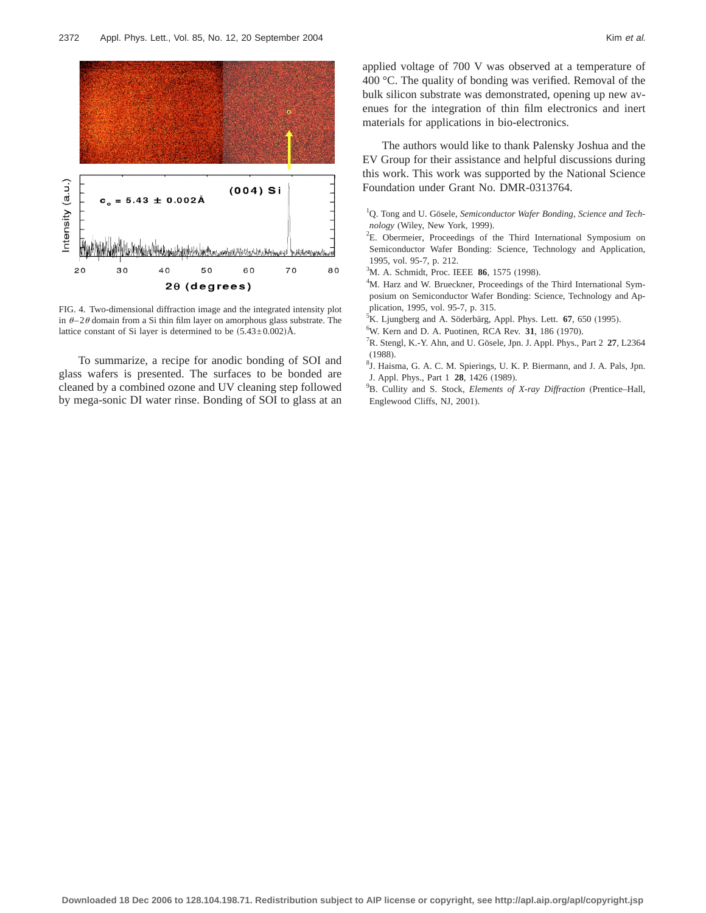$c_o = 5.43 \pm 0.002$Å

(004) Si

Intensity (a.u.)

20 30 40 50 60 70 80

$2\theta$ (degrees)

FIG. 4. Two-dimensional diffraction image and the integrated intensity plot in $\theta$–$2\theta$ domain from a Si thin film layer on amorphous glass substrate. The lattice constant of Si layer is determined to be $(5.43 \pm 0.002)$Å.

To summarize, a recipe for anodic bonding of SOI and glass wafers is presented. The surfaces to be bonded are cleaned by a combined ozone and UV cleaning step followed by mega-sonic DI water rinse. Bonding of SOI to glass at an applied voltage of 700 V was observed at a temperature of 400 °C. The quality of bonding was verified. Removal of the bulk silicon substrate was demonstrated, opening up new avenues for the integration of thin film electronics and inert materials for applications in bio-electronics.

The authors would like to thank Palensky Joshua and the EV Group for their assistance and helpful discussions during this work. This work was supported by the National Science Foundation under Grant No. DMR-0313764.

[1] Q. Tong and U. Gösele, *Semiconductor Wafer Bonding, Science and Technology* (Wiley, New York, 1999).

[2] E. Obermeier, Proceedings of the Third International Symposium on Semiconductor Wafer Bonding: Science, Technology and Application, 1995, vol. 95-7, p. 212.

[3] M. A. Schmidt, Proc. IEEE **86**, 1575 (1998).

[4] M. Harz and W. Brueckner, Proceedings of the Third International Symposium on Semiconductor Wafer Bonding: Science, Technology and Application, 1995, vol. 95-7, p. 315.

[5] K. Ljungberg and A. Söderbärg, Appl. Phys. Lett. **67**, 650 (1995).

[6] W. Kern and D. A. Puotinen, RCA Rev. **31**, 186 (1970).

[7] R. Stengl, K.-Y. Ahn, and U. Gösele, Jpn. J. Appl. Phys., Part 2 **27**, L2364 (1988).

[8] J. Haisma, G. A. C. M. Spierings, U. K. P. Biermann, and J. A. Pals, Jpn. J. Appl. Phys., Part 1 **28**, 1426 (1989).

[9] B. Cullity and S. Stock, *Elements of X-ray Diffraction* (Prentice–Hall, Englewood Cliffs, NJ, 2001).